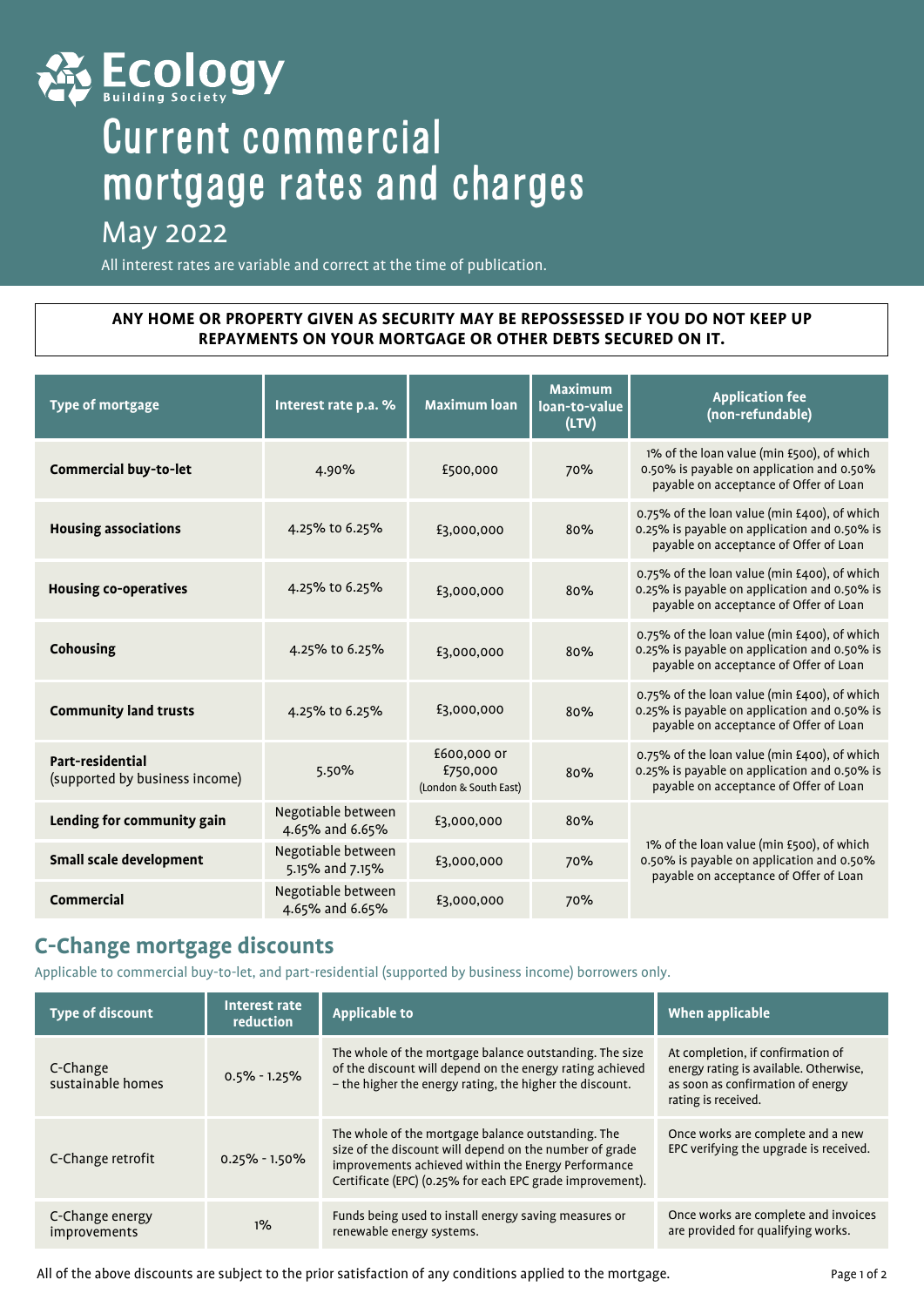# Ecology Building Society

# Current commercial mortgage rates and charges

## May 2022

All interest rates are variable and correct at the time of publication.

**ANY HOME OR PROPERTY GIVEN AS SECURITY MAY BE REPOSSESSED IF YOU DO NOT KEEP UP REPAYMENTS ON YOUR MORTGAGE OR OTHER DEBTS SECURED ON IT.**

| Type of mortgage | Interest rate p.a. % | Maximum loan | Maximum loan-to-value (LTV) | Application fee (non-refundable) |
|---|---|---|---|---|
| **Commercial buy-to-let** | 4.90% | £500,000 | 70% | 1% of the loan value (min £500), of which 0.50% is payable on application and 0.50% payable on acceptance of Offer of Loan |
| **Housing associations** | 4.25% to 6.25% | £3,000,000 | 80% | 0.75% of the loan value (min £400), of which 0.25% is payable on application and 0.50% is payable on acceptance of Offer of Loan |
| **Housing co-operatives** | 4.25% to 6.25% | £3,000,000 | 80% | 0.75% of the loan value (min £400), of which 0.25% is payable on application and 0.50% is payable on acceptance of Offer of Loan |
| **Cohousing** | 4.25% to 6.25% | £3,000,000 | 80% | 0.75% of the loan value (min £400), of which 0.25% is payable on application and 0.50% is payable on acceptance of Offer of Loan |
| **Community land trusts** | 4.25% to 6.25% | £3,000,000 | 80% | 0.75% of the loan value (min £400), of which 0.25% is payable on application and 0.50% is payable on acceptance of Offer of Loan |
| **Part-residential** (supported by business income) | 5.50% | £600,000 or £750,000 (London & South East) | 80% | 0.75% of the loan value (min £400), of which 0.25% is payable on application and 0.50% is payable on acceptance of Offer of Loan |
| **Lending for community gain** | Negotiable between 4.65% and 6.65% | £3,000,000 | 80% | 1% of the loan value (min £500), of which 0.50% is payable on application and 0.50% payable on acceptance of Offer of Loan |
| **Small scale development** | Negotiable between 5.15% and 7.15% | £3,000,000 | 70% | 1% of the loan value (min £500), of which 0.50% is payable on application and 0.50% payable on acceptance of Offer of Loan |
| **Commercial** | Negotiable between 4.65% and 6.65% | £3,000,000 | 70% | 1% of the loan value (min £500), of which 0.50% is payable on application and 0.50% payable on acceptance of Offer of Loan |

## C-Change mortgage discounts

Applicable to commercial buy-to-let, and part-residential (supported by business income) borrowers only.

| Type of discount | Interest rate reduction | Applicable to | When applicable |
|---|---|---|---|
| C-Change sustainable homes | 0.5% - 1.25% | The whole of the mortgage balance outstanding. The size of the discount will depend on the energy rating achieved – the higher the energy rating, the higher the discount. | At completion, if confirmation of energy rating is available. Otherwise, as soon as confirmation of energy rating is received. |
| C-Change retrofit | 0.25% - 1.50% | The whole of the mortgage balance outstanding. The size of the discount will depend on the number of grade improvements achieved within the Energy Performance Certificate (EPC) (0.25% for each EPC grade improvement). | Once works are complete and a new EPC verifying the upgrade is received. |
| C-Change energy improvements | 1% | Funds being used to install energy saving measures or renewable energy systems. | Once works are complete and invoices are provided for qualifying works. |

All of the above discounts are subject to the prior satisfaction of any conditions applied to the mortgage.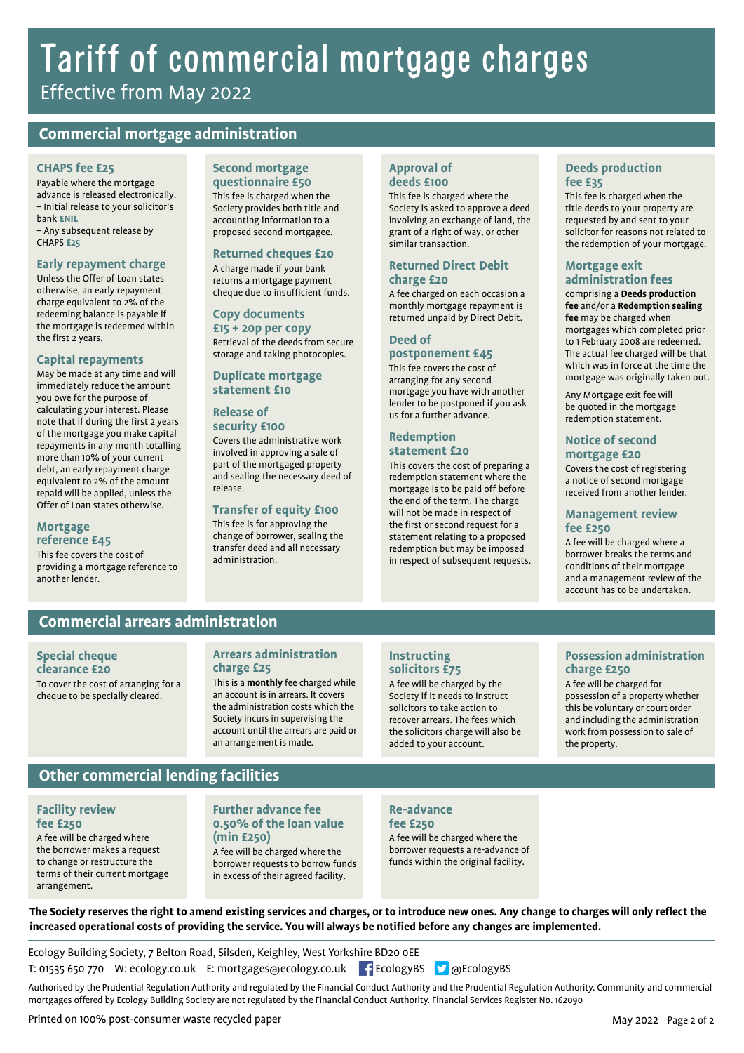# Tariff of commercial mortgage charges

Effective from May 2022

## Commercial mortgage administration

### CHAPS fee £25

Payable where the mortgage advance is released electronically.
– Initial release to your solicitor's bank **£NIL**
– Any subsequent release by CHAPS **£25**

### Early repayment charge

Unless the Offer of Loan states otherwise, an early repayment charge equivalent to 2% of the redeeming balance is payable if the mortgage is redeemed within the first 2 years.

### Capital repayments

May be made at any time and will immediately reduce the amount you owe for the purpose of calculating your interest. Please note that if during the first 2 years of the mortgage you make capital repayments in any month totalling more than 10% of your current debt, an early repayment charge equivalent to 2% of the amount repaid will be applied, unless the Offer of Loan states otherwise.

### Mortgage reference £45

This fee covers the cost of providing a mortgage reference to another lender.

### Second mortgage questionnaire £50

This fee is charged when the Society provides both title and accounting information to a proposed second mortgagee.

### Returned cheques £20

A charge made if your bank returns a mortgage payment cheque due to insufficient funds.

### Copy documents £15 + 20p per copy

Retrieval of the deeds from secure storage and taking photocopies.

### Duplicate mortgage statement £10

### Release of security £100

Covers the administrative work involved in approving a sale of part of the mortgaged property and sealing the necessary deed of release.

### Transfer of equity £100

This fee is for approving the change of borrower, sealing the transfer deed and all necessary administration.

### Approval of deeds £100

This fee is charged where the Society is asked to approve a deed involving an exchange of land, the grant of a right of way, or other similar transaction.

### Returned Direct Debit charge £20

A fee charged on each occasion a monthly mortgage repayment is returned unpaid by Direct Debit.

### Deed of postponement £45

This fee covers the cost of arranging for any second mortgage you have with another lender to be postponed if you ask us for a further advance.

### Redemption statement £20

This covers the cost of preparing a redemption statement where the mortgage is to be paid off before the end of the term. The charge will not be made in respect of the first or second request for a statement relating to a proposed redemption but may be imposed in respect of subsequent requests.

### Deeds production fee £35

This fee is charged when the title deeds to your property are requested by and sent to your solicitor for reasons not related to the redemption of your mortgage.

### Mortgage exit administration fees

comprising a **Deeds production fee** and/or a **Redemption sealing fee** may be charged when mortgages which completed prior to 1 February 2008 are redeemed. The actual fee charged will be that which was in force at the time the mortgage was originally taken out.

Any Mortgage exit fee will be quoted in the mortgage redemption statement.

### Notice of second mortgage £20

Covers the cost of registering a notice of second mortgage received from another lender.

### Management review fee £250

A fee will be charged where a borrower breaks the terms and conditions of their mortgage and a management review of the account has to be undertaken.

## Commercial arrears administration

### Special cheque clearance £20

To cover the cost of arranging for a cheque to be specially cleared.

### Arrears administration charge £25

This is a **monthly** fee charged while an account is in arrears. It covers the administration costs which the Society incurs in supervising the account until the arrears are paid or an arrangement is made.

### Instructing solicitors £75

A fee will be charged by the Society if it needs to instruct solicitors to take action to recover arrears. The fees which the solicitors charge will also be added to your account.

### Possession administration charge £250

A fee will be charged for possession of a property whether this be voluntary or court order and including the administration work from possession to sale of the property.

## Other commercial lending facilities

### Facility review fee £250

A fee will be charged where the borrower makes a request to change or restructure the terms of their current mortgage arrangement.

### Further advance fee 0.50% of the loan value (min £250)

A fee will be charged where the borrower requests to borrow funds in excess of their agreed facility.

### Re-advance fee £250

A fee will be charged where the borrower requests a re-advance of funds within the original facility.

**The Society reserves the right to amend existing services and charges, or to introduce new ones. Any change to charges will only reflect the increased operational costs of providing the service. You will always be notified before any changes are implemented.**

Ecology Building Society, 7 Belton Road, Silsden, Keighley, West Yorkshire BD20 0EE

T: 01535 650 770 W: ecology.co.uk E: mortgages@ecology.co.uk EcologyBS @EcologyBS

Authorised by the Prudential Regulation Authority and regulated by the Financial Conduct Authority and the Prudential Regulation Authority. Community and commercial mortgages offered by Ecology Building Society are not regulated by the Financial Conduct Authority. Financial Services Register No. 162090

Printed on 100% post-consumer waste recycled paper

May 2022